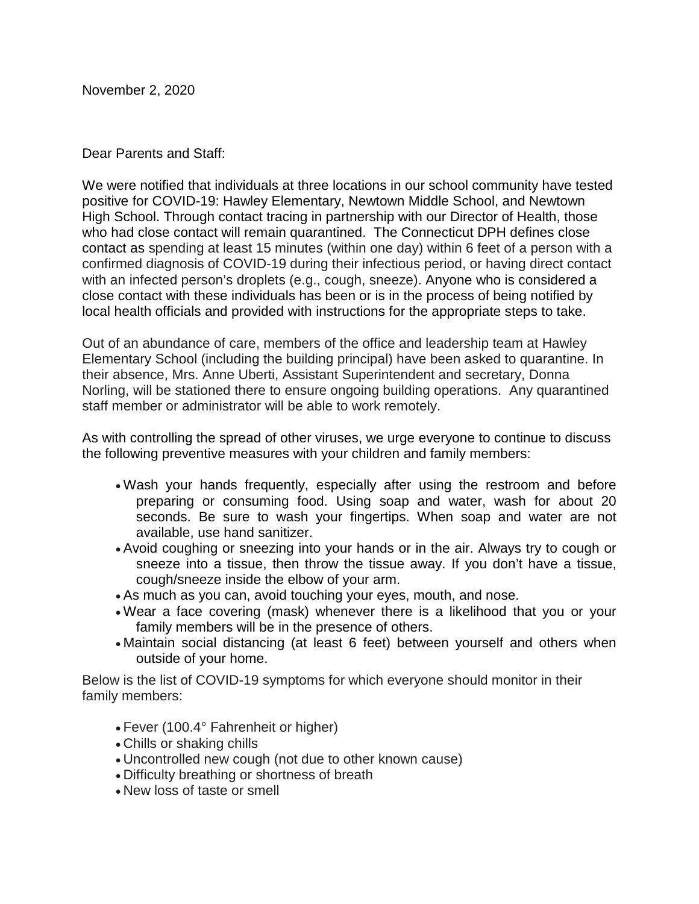November 2, 2020

Dear Parents and Staff:

We were notified that individuals at three locations in our school community have tested positive for COVID-19: Hawley Elementary, Newtown Middle School, and Newtown High School. Through contact tracing in partnership with our Director of Health, those who had close contact will remain quarantined. The Connecticut DPH defines close contact as spending at least 15 minutes (within one day) within 6 feet of a person with a confirmed diagnosis of COVID-19 during their infectious period, or having direct contact with an infected person's droplets (e.g., cough, sneeze). Anyone who is considered a close contact with these individuals has been or is in the process of being notified by local health officials and provided with instructions for the appropriate steps to take.

Out of an abundance of care, members of the office and leadership team at Hawley Elementary School (including the building principal) have been asked to quarantine. In their absence, Mrs. Anne Uberti, Assistant Superintendent and secretary, Donna Norling, will be stationed there to ensure ongoing building operations. Any quarantined staff member or administrator will be able to work remotely.

As with controlling the spread of other viruses, we urge everyone to continue to discuss the following preventive measures with your children and family members:

- Wash your hands frequently, especially after using the restroom and before preparing or consuming food. Using soap and water, wash for about 20 seconds. Be sure to wash your fingertips. When soap and water are not available, use hand sanitizer.
- Avoid coughing or sneezing into your hands or in the air. Always try to cough or sneeze into a tissue, then throw the tissue away. If you don't have a tissue, cough/sneeze inside the elbow of your arm.
- As much as you can, avoid touching your eyes, mouth, and nose.
- Wear a face covering (mask) whenever there is a likelihood that you or your family members will be in the presence of others.
- Maintain social distancing (at least 6 feet) between yourself and others when outside of your home.

Below is the list of COVID-19 symptoms for which everyone should monitor in their family members:

- Fever (100.4° Fahrenheit or higher)
- Chills or shaking chills
- Uncontrolled new cough (not due to other known cause)
- Difficulty breathing or shortness of breath
- New loss of taste or smell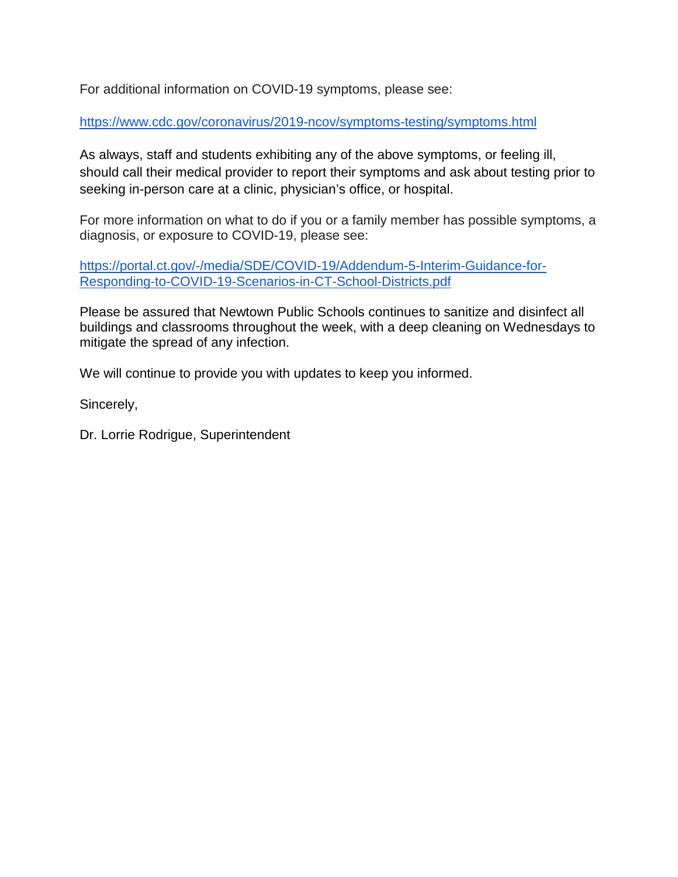For additional information on COVID-19 symptoms, please see:

https://www.cdc.gov/coronavirus/2019-ncov/symptoms-testing/symptoms.html

As always, staff and students exhibiting any of the above symptoms, or feeling ill, should call their medical provider to report their symptoms and ask about testing prior to seeking in-person care at a clinic, physician's office, or hospital.

For more information on what to do if you or a family member has possible symptoms, a diagnosis, or exposure to COVID-19, please see:

https://portal.ct.gov/-/media/SDE/COVID-19/Addendum-5-Interim-Guidance-for-Responding-to-COVID-19-Scenarios-in-CT-School-Districts.pdf

Please be assured that Newtown Public Schools continues to sanitize and disinfect all buildings and classrooms throughout the week, with a deep cleaning on Wednesdays to mitigate the spread of any infection.

We will continue to provide you with updates to keep you informed.

Sincerely,

Dr. Lorrie Rodrigue, Superintendent